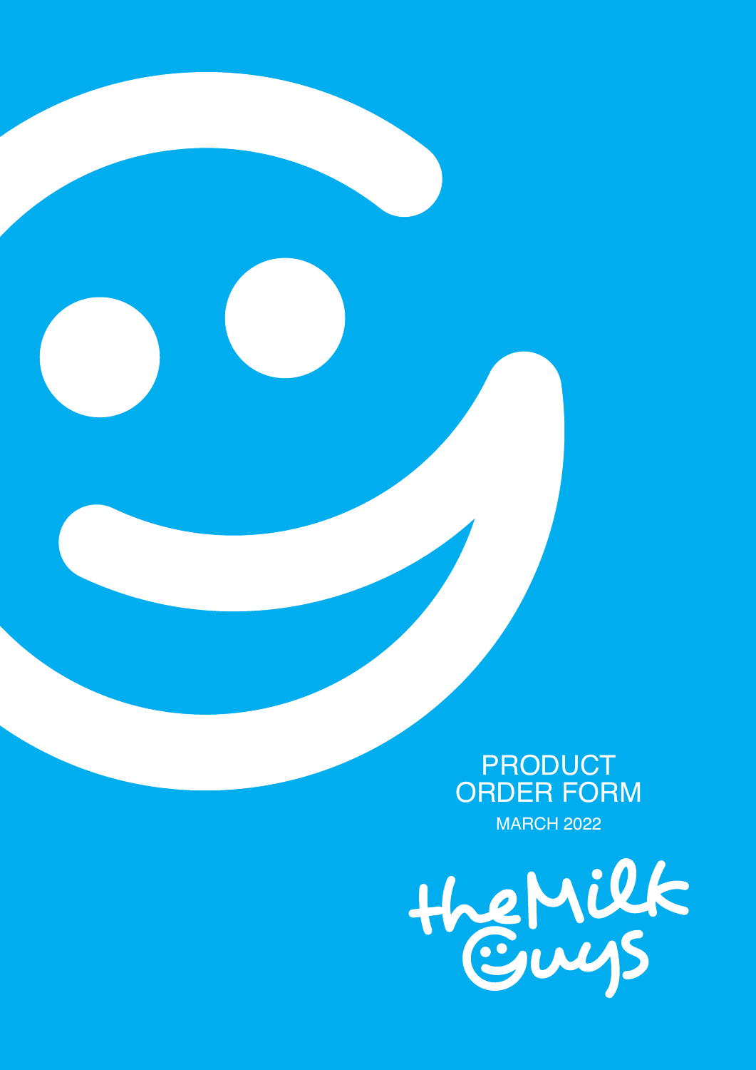# PRODUCT ORDER FORM

MARCH 2022

the Milk Guys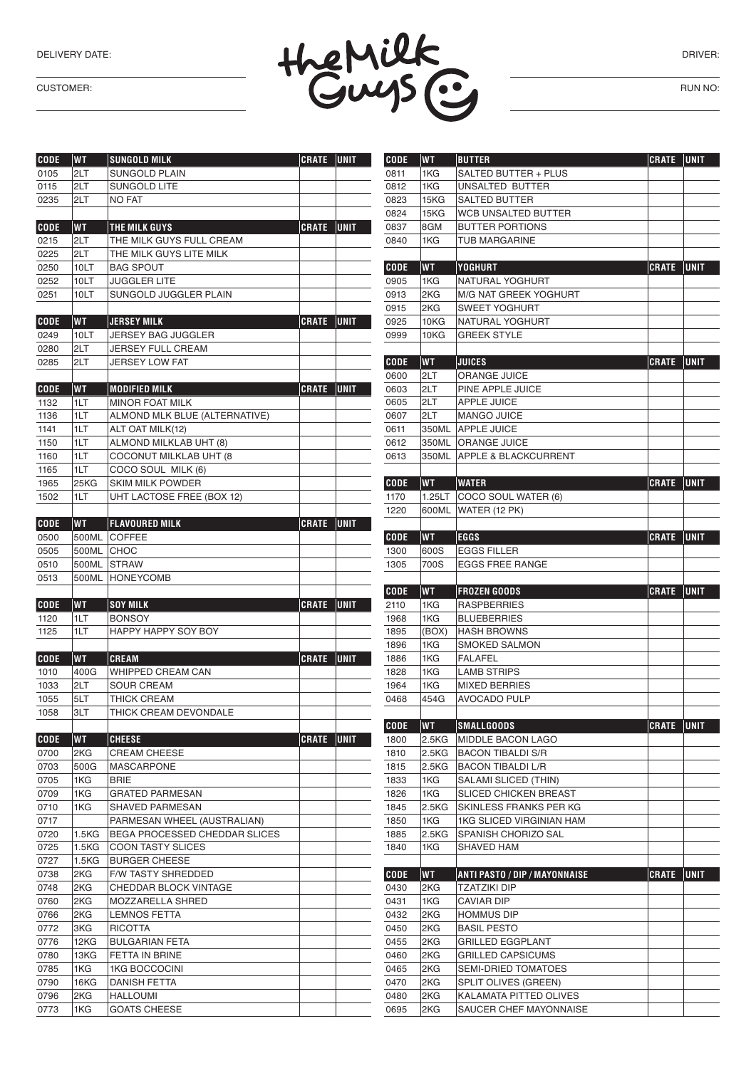DELIVERY DATE:

CUSTOMER:

the Milk Guys

DRIVER:

RUN NO:

| CODE | WT | SUNGOLD MILK | CRATE | UNIT |
|---|---|---|---|---|
| 0105 | 2LT | SUNGOLD PLAIN | | |
| 0115 | 2LT | SUNGOLD LITE | | |
| 0235 | 2LT | NO FAT | | |

| CODE | WT | THE MILK GUYS | CRATE | UNIT |
|---|---|---|---|---|
| 0215 | 2LT | THE MILK GUYS FULL CREAM | | |
| 0225 | 2LT | THE MILK GUYS LITE MILK | | |
| 0250 | 10LT | BAG SPOUT | | |
| 0252 | 10LT | JUGGLER LITE | | |
| 0251 | 10LT | SUNGOLD JUGGLER PLAIN | | |

| CODE | WT | JERSEY MILK | CRATE | UNIT |
|---|---|---|---|---|
| 0249 | 10LT | JERSEY BAG JUGGLER | | |
| 0280 | 2LT | JERSEY FULL CREAM | | |
| 0285 | 2LT | JERSEY LOW FAT | | |

| CODE | WT | MODIFIED MILK | CRATE | UNIT |
|---|---|---|---|---|
| 1132 | 1LT | MINOR FOAT MILK | | |
| 1136 | 1LT | ALMOND MLK BLUE (ALTERNATIVE) | | |
| 1141 | 1LT | ALT OAT MILK(12) | | |
| 1150 | 1LT | ALMOND MILKLAB UHT (8) | | |
| 1160 | 1LT | COCONUT MILKLAB UHT (8 | | |
| 1165 | 1LT | COCO SOUL MILK (6) | | |
| 1965 | 25KG | SKIM MILK POWDER | | |
| 1502 | 1LT | UHT LACTOSE FREE (BOX 12) | | |

| CODE | WT | FLAVOURED MILK | CRATE | UNIT |
|---|---|---|---|---|
| 0500 | 500ML | COFFEE | | |
| 0505 | 500ML | CHOC | | |
| 0510 | 500ML | STRAW | | |
| 0513 | 500ML | HONEYCOMB | | |

| CODE | WT | SOY MILK | CRATE | UNIT |
|---|---|---|---|---|
| 1120 | 1LT | BONSOY | | |
| 1125 | 1LT | HAPPY HAPPY SOY BOY | | |

| CODE | WT | CREAM | CRATE | UNIT |
|---|---|---|---|---|
| 1010 | 400G | WHIPPED CREAM CAN | | |
| 1033 | 2LT | SOUR CREAM | | |
| 1055 | 5LT | THICK CREAM | | |
| 1058 | 3LT | THICK CREAM DEVONDALE | | |

| CODE | WT | CHEESE | CRATE | UNIT |
|---|---|---|---|---|
| 0700 | 2KG | CREAM CHEESE | | |
| 0703 | 500G | MASCARPONE | | |
| 0705 | 1KG | BRIE | | |
| 0709 | 1KG | GRATED PARMESAN | | |
| 0710 | 1KG | SHAVED PARMESAN | | |
| 0717 | | PARMESAN WHEEL (AUSTRALIAN) | | |
| 0720 | 1.5KG | BEGA PROCESSED CHEDDAR SLICES | | |
| 0725 | 1.5KG | COON TASTY SLICES | | |
| 0727 | 1.5KG | BURGER CHEESE | | |
| 0738 | 2KG | F/W TASTY SHREDDED | | |
| 0748 | 2KG | CHEDDAR BLOCK VINTAGE | | |
| 0760 | 2KG | MOZZARELLA SHRED | | |
| 0766 | 2KG | LEMNOS FETTA | | |
| 0772 | 3KG | RICOTTA | | |
| 0776 | 12KG | BULGARIAN FETA | | |
| 0780 | 13KG | FETTA IN BRINE | | |
| 0785 | 1KG | 1KG BOCCOCINI | | |
| 0790 | 16KG | DANISH FETTA | | |
| 0796 | 2KG | HALLOUMI | | |
| 0773 | 1KG | GOATS CHEESE | | |

| CODE | WT | BUTTER | CRATE | UNIT |
|---|---|---|---|---|
| 0811 | 1KG | SALTED BUTTER + PLUS | | |
| 0812 | 1KG | UNSALTED BUTTER | | |
| 0823 | 15KG | SALTED BUTTER | | |
| 0824 | 15KG | WCB UNSALTED BUTTER | | |
| 0837 | 8GM | BUTTER PORTIONS | | |
| 0840 | 1KG | TUB MARGARINE | | |

| CODE | WT | YOGHURT | CRATE | UNIT |
|---|---|---|---|---|
| 0905 | 1KG | NATURAL YOGHURT | | |
| 0913 | 2KG | M/G NAT GREEK YOGHURT | | |
| 0915 | 2KG | SWEET YOGHURT | | |
| 0925 | 10KG | NATURAL YOGHURT | | |
| 0999 | 10KG | GREEK STYLE | | |

| CODE | WT | JUICES | CRATE | UNIT |
|---|---|---|---|---|
| 0600 | 2LT | ORANGE JUICE | | |
| 0603 | 2LT | PINE APPLE JUICE | | |
| 0605 | 2LT | APPLE JUICE | | |
| 0607 | 2LT | MANGO JUICE | | |
| 0611 | 350ML | APPLE JUICE | | |
| 0612 | 350ML | ORANGE JUICE | | |
| 0613 | 350ML | APPLE & BLACKCURRENT | | |

| CODE | WT | WATER | CRATE | UNIT |
|---|---|---|---|---|
| 1170 | 1.25LT | COCO SOUL WATER (6) | | |
| 1220 | 600ML | WATER (12 PK) | | |

| CODE | WT | EGGS | CRATE | UNIT |
|---|---|---|---|---|
| 1300 | 600S | EGGS FILLER | | |
| 1305 | 700S | EGGS FREE RANGE | | |

| CODE | WT | FROZEN GOODS | CRATE | UNIT |
|---|---|---|---|---|
| 2110 | 1KG | RASPBERRIES | | |
| 1968 | 1KG | BLUEBERRIES | | |
| 1895 | (BOX) | HASH BROWNS | | |
| 1896 | 1KG | SMOKED SALMON | | |
| 1886 | 1KG | FALAFEL | | |
| 1828 | 1KG | LAMB STRIPS | | |
| 1964 | 1KG | MIXED BERRIES | | |
| 0468 | 454G | AVOCADO PULP | | |

| CODE | WT | SMALLGOODS | CRATE | UNIT |
|---|---|---|---|---|
| 1800 | 2.5KG | MIDDLE BACON LAGO | | |
| 1810 | 2.5KG | BACON TIBALDI S/R | | |
| 1815 | 2.5KG | BACON TIBALDI L/R | | |
| 1833 | 1KG | SALAMI SLICED (THIN) | | |
| 1826 | 1KG | SLICED CHICKEN BREAST | | |
| 1845 | 2.5KG | SKINLESS FRANKS PER KG | | |
| 1850 | 1KG | 1KG SLICED VIRGINIAN HAM | | |
| 1885 | 2.5KG | SPANISH CHORIZO SAL | | |
| 1840 | 1KG | SHAVED HAM | | |

| CODE | WT | ANTI PASTO / DIP / MAYONNAISE | CRATE | UNIT |
|---|---|---|---|---|
| 0430 | 2KG | TZATZIKI DIP | | |
| 0431 | 1KG | CAVIAR DIP | | |
| 0432 | 2KG | HOMMUS DIP | | |
| 0450 | 2KG | BASIL PESTO | | |
| 0455 | 2KG | GRILLED EGGPLANT | | |
| 0460 | 2KG | GRILLED CAPSICUMS | | |
| 0465 | 2KG | SEMI-DRIED TOMATOES | | |
| 0470 | 2KG | SPLIT OLIVES (GREEN) | | |
| 0480 | 2KG | KALAMATA PITTED OLIVES | | |
| 0695 | 2KG | SAUCER CHEF MAYONNAISE | | |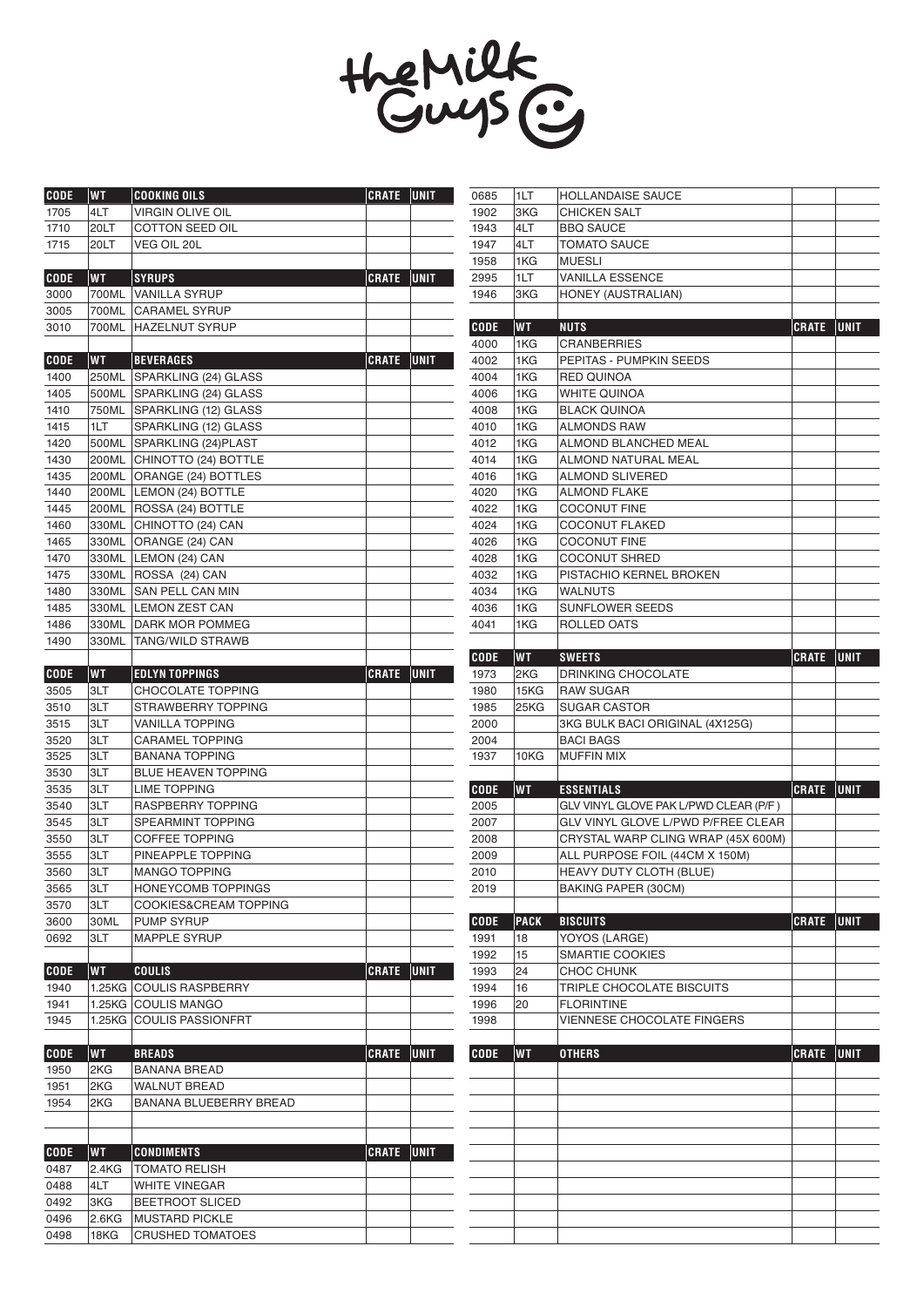# theMilk Guys

| CODE | WT | COOKING OILS | CRATE | UNIT |
|---|---|---|---|---|
| 1705 | 4LT | VIRGIN OLIVE OIL | | |
| 1710 | 20LT | COTTON SEED OIL | | |
| 1715 | 20LT | VEG OIL 20L | | |

| CODE | WT | SYRUPS | CRATE | UNIT |
|---|---|---|---|---|
| 3000 | 700ML | VANILLA SYRUP | | |
| 3005 | 700ML | CARAMEL SYRUP | | |
| 3010 | 700ML | HAZELNUT SYRUP | | |

| CODE | WT | BEVERAGES | CRATE | UNIT |
|---|---|---|---|---|
| 1400 | 250ML | SPARKLING (24) GLASS | | |
| 1405 | 500ML | SPARKLING (24) GLASS | | |
| 1410 | 750ML | SPARKLING (12) GLASS | | |
| 1415 | 1LT | SPARKLING (12) GLASS | | |
| 1420 | 500ML | SPARKLING (24)PLAST | | |
| 1430 | 200ML | CHINOTTO (24) BOTTLE | | |
| 1435 | 200ML | ORANGE (24) BOTTLES | | |
| 1440 | 200ML | LEMON (24) BOTTLE | | |
| 1445 | 200ML | ROSSA (24) BOTTLE | | |
| 1460 | 330ML | CHINOTTO (24) CAN | | |
| 1465 | 330ML | ORANGE (24) CAN | | |
| 1470 | 330ML | LEMON (24) CAN | | |
| 1475 | 330ML | ROSSA (24) CAN | | |
| 1480 | 330ML | SAN PELL CAN MIN | | |
| 1485 | 330ML | LEMON ZEST CAN | | |
| 1486 | 330ML | DARK MOR POMMEG | | |
| 1490 | 330ML | TANG/WILD STRAWB | | |

| CODE | WT | EDLYN TOPPINGS | CRATE | UNIT |
|---|---|---|---|---|
| 3505 | 3LT | CHOCOLATE TOPPING | | |
| 3510 | 3LT | STRAWBERRY TOPPING | | |
| 3515 | 3LT | VANILLA TOPPING | | |
| 3520 | 3LT | CARAMEL TOPPING | | |
| 3525 | 3LT | BANANA TOPPING | | |
| 3530 | 3LT | BLUE HEAVEN TOPPING | | |
| 3535 | 3LT | LIME TOPPING | | |
| 3540 | 3LT | RASPBERRY TOPPING | | |
| 3545 | 3LT | SPEARMINT TOPPING | | |
| 3550 | 3LT | COFFEE TOPPING | | |
| 3555 | 3LT | PINEAPPLE TOPPING | | |
| 3560 | 3LT | MANGO TOPPING | | |
| 3565 | 3LT | HONEYCOMB TOPPINGS | | |
| 3570 | 3LT | COOKIES&CREAM TOPPING | | |
| 3600 | 30ML | PUMP SYRUP | | |
| 0692 | 3LT | MAPPLE SYRUP | | |

| CODE | WT | COULIS | CRATE | UNIT |
|---|---|---|---|---|
| 1940 | 1.25KG | COULIS RASPBERRY | | |
| 1941 | 1.25KG | COULIS MANGO | | |
| 1945 | 1.25KG | COULIS PASSIONFRT | | |

| CODE | WT | BREADS | CRATE | UNIT |
|---|---|---|---|---|
| 1950 | 2KG | BANANA BREAD | | |
| 1951 | 2KG | WALNUT BREAD | | |
| 1954 | 2KG | BANANA BLUEBERRY BREAD | | |

| CODE | WT | CONDIMENTS | CRATE | UNIT |
|---|---|---|---|---|
| 0487 | 2.4KG | TOMATO RELISH | | |
| 0488 | 4LT | WHITE VINEGAR | | |
| 0492 | 3KG | BEETROOT SLICED | | |
| 0496 | 2.6KG | MUSTARD PICKLE | | |
| 0498 | 18KG | CRUSHED TOMATOES | | |
| 0685 | 1LT | HOLLANDAISE SAUCE | | |
| 1902 | 3KG | CHICKEN SALT | | |
| 1943 | 4LT | BBQ SAUCE | | |
| 1947 | 4LT | TOMATO SAUCE | | |
| 1958 | 1KG | MUESLI | | |
| 2995 | 1LT | VANILLA ESSENCE | | |
| 1946 | 3KG | HONEY (AUSTRALIAN) | | |

| CODE | WT | NUTS | CRATE | UNIT |
|---|---|---|---|---|
| 4000 | 1KG | CRANBERRIES | | |
| 4002 | 1KG | PEPITAS - PUMPKIN SEEDS | | |
| 4004 | 1KG | RED QUINOA | | |
| 4006 | 1KG | WHITE QUINOA | | |
| 4008 | 1KG | BLACK QUINOA | | |
| 4010 | 1KG | ALMONDS RAW | | |
| 4012 | 1KG | ALMOND BLANCHED MEAL | | |
| 4014 | 1KG | ALMOND NATURAL MEAL | | |
| 4016 | 1KG | ALMOND SLIVERED | | |
| 4020 | 1KG | ALMOND FLAKE | | |
| 4022 | 1KG | COCONUT FINE | | |
| 4024 | 1KG | COCONUT FLAKED | | |
| 4026 | 1KG | COCONUT FINE | | |
| 4028 | 1KG | COCONUT SHRED | | |
| 4032 | 1KG | PISTACHIO KERNEL BROKEN | | |
| 4034 | 1KG | WALNUTS | | |
| 4036 | 1KG | SUNFLOWER SEEDS | | |
| 4041 | 1KG | ROLLED OATS | | |

| CODE | WT | SWEETS | CRATE | UNIT |
|---|---|---|---|---|
| 1973 | 2KG | DRINKING CHOCOLATE | | |
| 1980 | 15KG | RAW SUGAR | | |
| 1985 | 25KG | SUGAR CASTOR | | |
| 2000 | | 3KG BULK BACI ORIGINAL (4X125G) | | |
| 2004 | | BACI BAGS | | |
| 1937 | 10KG | MUFFIN MIX | | |

| CODE | WT | ESSENTIALS | CRATE | UNIT |
|---|---|---|---|---|
| 2005 | | GLV VINYL GLOVE PAK L/PWD CLEAR (P/F ) | | |
| 2007 | | GLV VINYL GLOVE L/PWD P/FREE CLEAR | | |
| 2008 | | CRYSTAL WARP CLING WRAP (45X 600M) | | |
| 2009 | | ALL PURPOSE FOIL (44CM X 150M) | | |
| 2010 | | HEAVY DUTY CLOTH (BLUE) | | |
| 2019 | | BAKING PAPER (30CM) | | |

| CODE | PACK | BISCUITS | CRATE | UNIT |
|---|---|---|---|---|
| 1991 | 18 | YOYOS (LARGE) | | |
| 1992 | 15 | SMARTIE COOKIES | | |
| 1993 | 24 | CHOC CHUNK | | |
| 1994 | 16 | TRIPLE CHOCOLATE BISCUITS | | |
| 1996 | 20 | FLORINTINE | | |
| 1998 | | VIENNESE CHOCOLATE FINGERS | | |

| CODE | WT | OTHERS | CRATE | UNIT |
|---|---|---|---|---|
| | | | | |
| | | | | |
| | | | | |
| | | | | |
| | | | | |
| | | | | |
| | | | | |
| | | | | |
| | | | | |
| | | | | |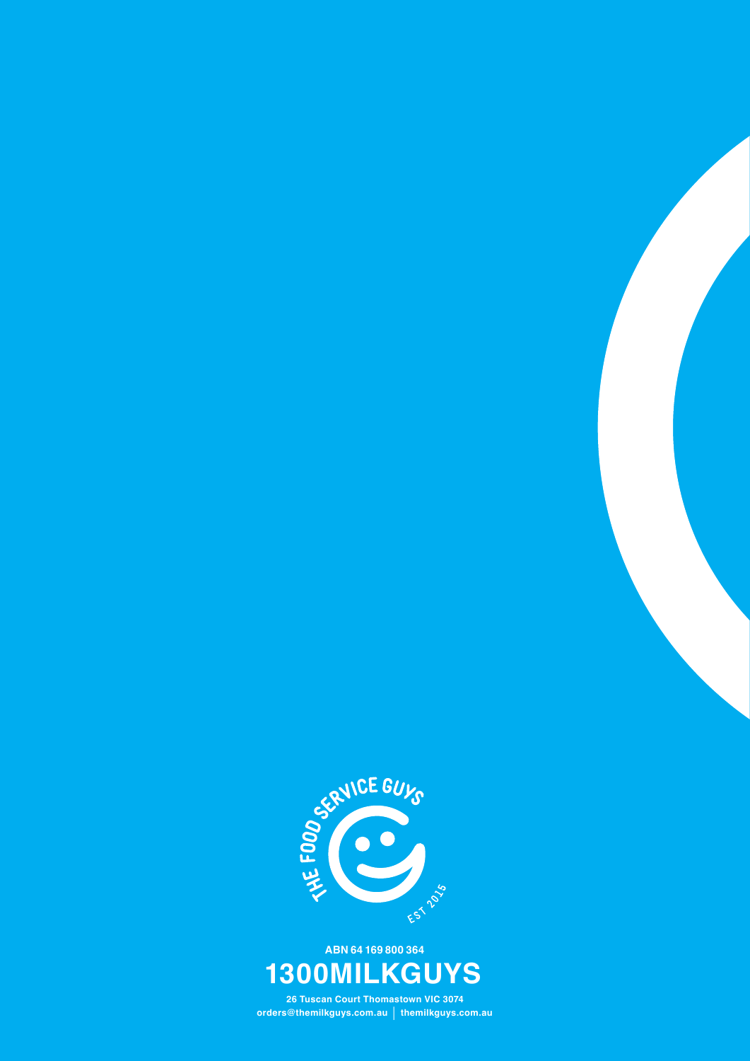THE FOOD SERVICE GUYS

EST 2015

ABN 64 169 800 364

**1300MILKGUYS**

26 Tuscan Court Thomastown VIC 3074

orders@themilkguys.com.au | themilkguys.com.au